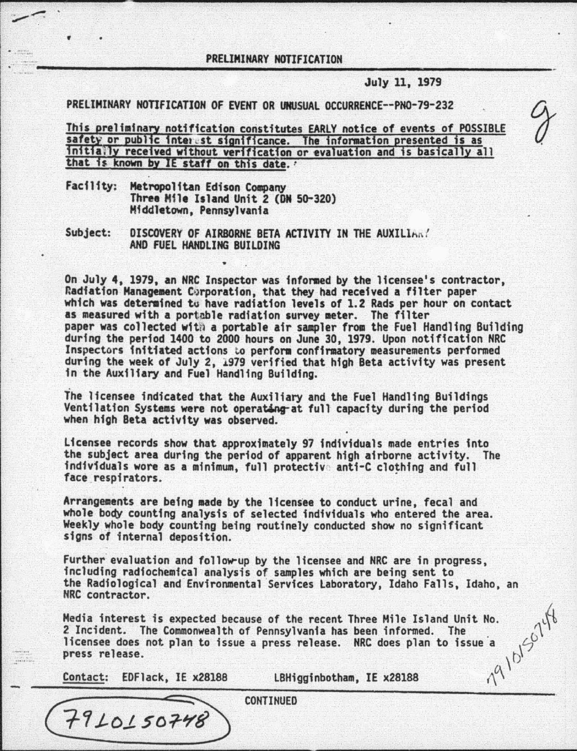PRELIMINARY NOTIFICATION

July 11, 1979

PRELIMINARY NOTIFICATION OF EVENT OR UNUSUAL OCCURRENCE--PNO-79-232

This preliminary notification constitutes EARLY notice of events of POSSIBLE safety or public interest significance. The information presented is as initially received without verification or evaluation and is basically all that is known by IE staff on this date.

Facility: Metropolitan Edison Company
Three Mile Island Unit 2 (DN 50-320)
Middletown, Pennsylvania

Subject: DISCOVERY OF AIRBORNE BETA ACTIVITY IN THE AUXILIARY AND FUEL HANDLING BUILDING

On July 4, 1979, an NRC Inspector was informed by the licensee's contractor, Radiation Management Corporation, that they had received a filter paper which was determined to have radiation levels of 1.2 Rads per hour on contact as measured with a portable radiation survey meter. The filter paper was collected with a portable air sampler from the Fuel Handling Building during the period 1400 to 2000 hours on June 30, 1979. Upon notification NRC Inspectors initiated actions to perform confirmatory measurements performed during the week of July 2, 1979 verified that high Beta activity was present in the Auxiliary and Fuel Handling Building.

The licensee indicated that the Auxiliary and the Fuel Handling Buildings Ventilation Systems were not operating at full capacity during the period when high Beta activity was observed.

Licensee records show that approximately 97 individuals made entries into the subject area during the period of apparent high airborne activity. The individuals wore as a minimum, full protective anti-C clothing and full face respirators.

Arrangements are being made by the licensee to conduct urine, fecal and whole body counting analysis of selected individuals who entered the area. Weekly whole body counting being routinely conducted show no significant signs of internal deposition.

Further evaluation and follow-up by the licensee and NRC are in progress, including radiochemical analysis of samples which are being sent to the Radiological and Environmental Services Laboratory, Idaho Falls, Idaho, an NRC contractor.

Media interest is expected because of the recent Three Mile Island Unit No. 2 Incident. The Commonwealth of Pennsylvania has been informed. The licensee does not plan to issue a press release. NRC does plan to issue a press release.

Contact: EDFlack, IE x28188 LBHigginbotham, IE x28188

CONTINUED

7910150748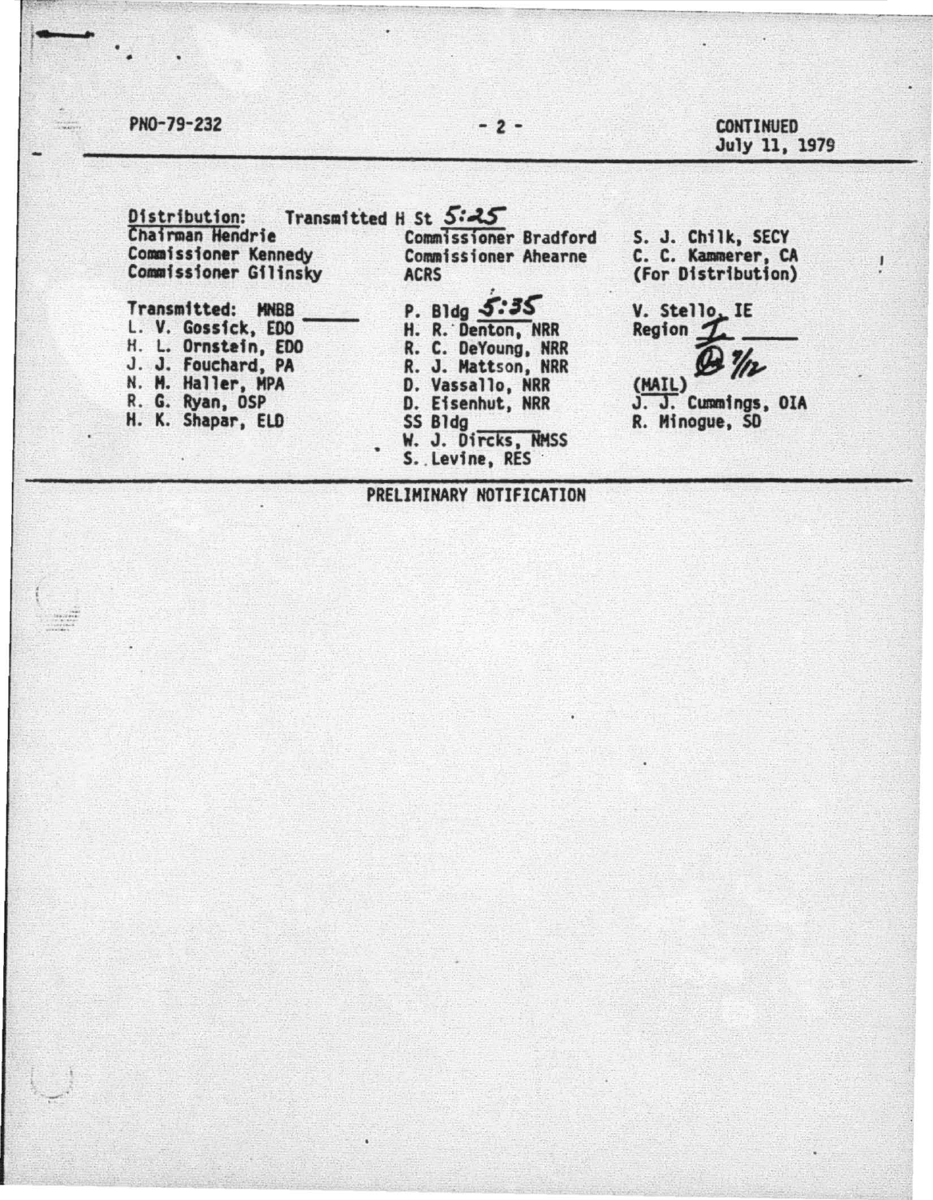PNO-79-232 CONTINUED July 11, 1979

Distribution: Transmitted H St 5:25

Chairman Hendrie
Commissioner Kennedy
Commissioner Gilinsky

Commissioner Bradford
Commissioner Ahearne
ACRS

S. J. Chilk, SECY
C. C. Kammerer, CA
(For Distribution)

Transmitted: MNBB ______
L. V. Gossick, EDO
H. L. Ornstein, EDO
J. J. Fouchard, PA
N. M. Haller, MPA
R. G. Ryan, OSP
H. K. Shapar, ELD

P. Bldg 5:35
H. R. Denton, NRR
R. C. DeYoung, NRR
R. J. Mattson, NRR
D. Vassallo, NRR
D. Eisenhut, NRR
SS Bldg ______
W. J. Dircks, NMSS
S. Levine, RES

V. Stello, IE
Region I ______
7/12

(MAIL)
J. J. Cummings, OIA
R. Minogue, SD

PRELIMINARY NOTIFICATION